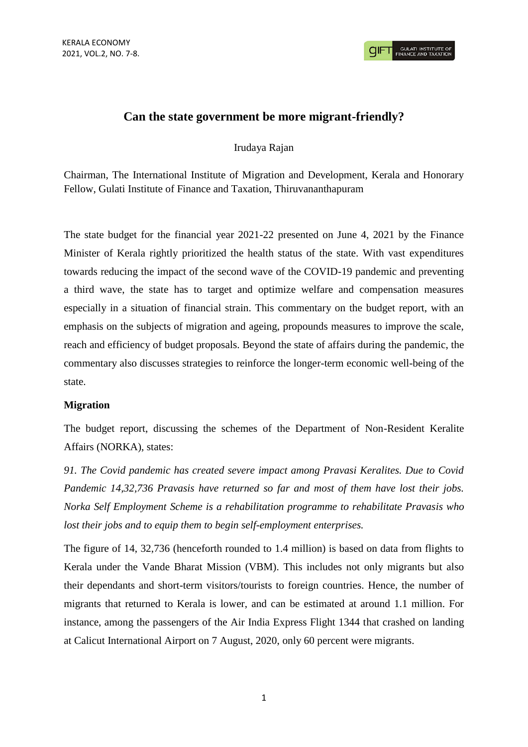# Can the state government be more migrant-friendly?

Irudaya Rajan

Chairman, The International Institute of Migration and Development, Kerala and Honorary Fellow, Gulati Institute of Finance and Taxation, Thiruvananthapuram

The state budget for the financial year 2021-22 presented on June 4, 2021 by the Finance Minister of Kerala rightly prioritized the health status of the state. With vast expenditures towards reducing the impact of the second wave of the COVID-19 pandemic and preventing a third wave, the state has to target and optimize welfare and compensation measures especially in a situation of financial strain. This commentary on the budget report, with an emphasis on the subjects of migration and ageing, propounds measures to improve the scale, reach and efficiency of budget proposals. Beyond the state of affairs during the pandemic, the commentary also discusses strategies to reinforce the longer-term economic well-being of the state.

**Migration**

The budget report, discussing the schemes of the Department of Non-Resident Keralite Affairs (NORKA), states:

*91. The Covid pandemic has created severe impact among Pravasi Keralites. Due to Covid Pandemic 14,32,736 Pravasis have returned so far and most of them have lost their jobs. Norka Self Employment Scheme is a rehabilitation programme to rehabilitate Pravasis who lost their jobs and to equip them to begin self-employment enterprises.*

The figure of 14, 32,736 (henceforth rounded to 1.4 million) is based on data from flights to Kerala under the Vande Bharat Mission (VBM). This includes not only migrants but also their dependants and short-term visitors/tourists to foreign countries. Hence, the number of migrants that returned to Kerala is lower, and can be estimated at around 1.1 million. For instance, among the passengers of the Air India Express Flight 1344 that crashed on landing at Calicut International Airport on 7 August, 2020, only 60 percent were migrants.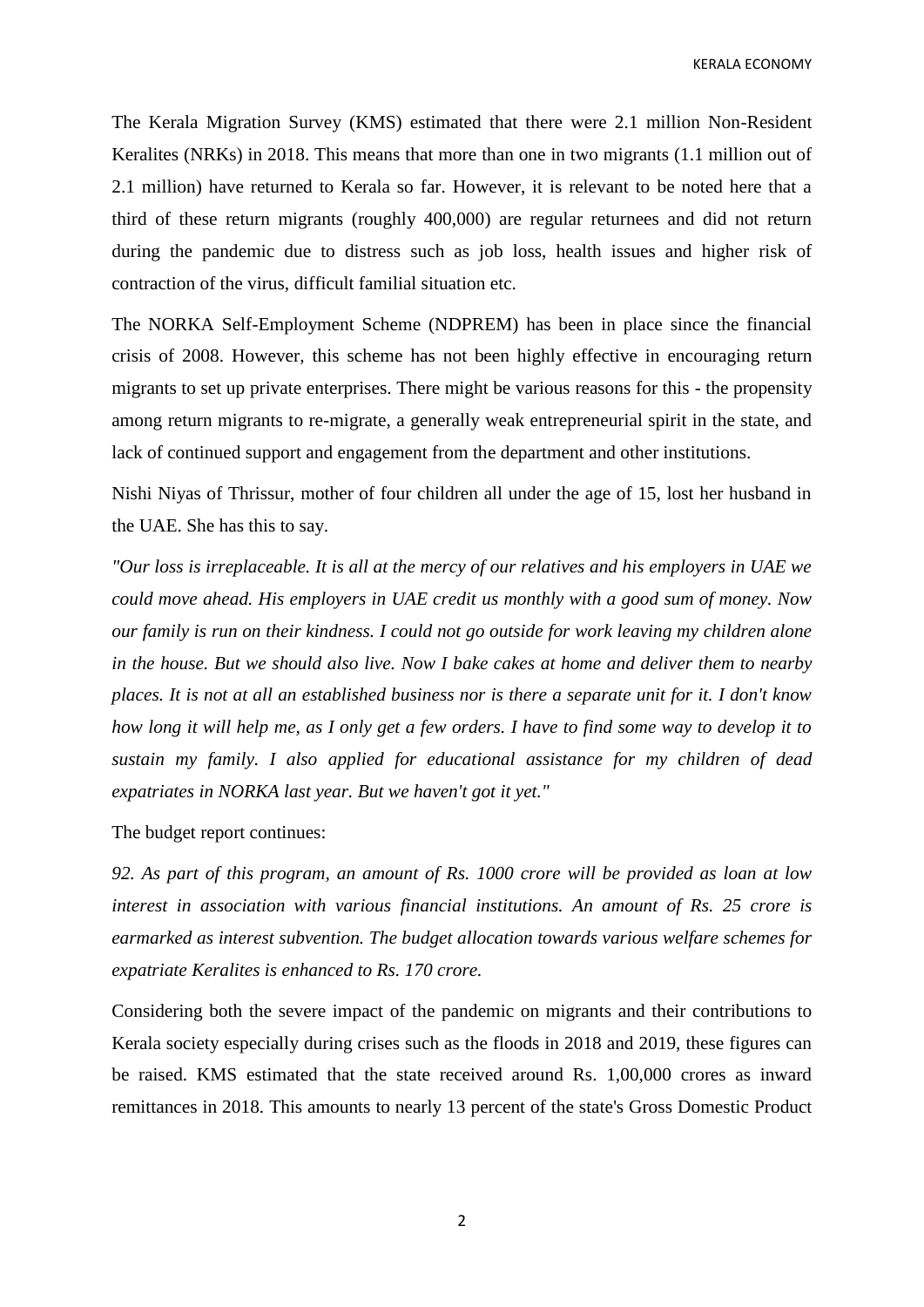The Kerala Migration Survey (KMS) estimated that there were 2.1 million Non-Resident Keralites (NRKs) in 2018. This means that more than one in two migrants (1.1 million out of 2.1 million) have returned to Kerala so far. However, it is relevant to be noted here that a third of these return migrants (roughly 400,000) are regular returnees and did not return during the pandemic due to distress such as job loss, health issues and higher risk of contraction of the virus, difficult familial situation etc.

The NORKA Self-Employment Scheme (NDPREM) has been in place since the financial crisis of 2008. However, this scheme has not been highly effective in encouraging return migrants to set up private enterprises. There might be various reasons for this - the propensity among return migrants to re-migrate, a generally weak entrepreneurial spirit in the state, and lack of continued support and engagement from the department and other institutions.

Nishi Niyas of Thrissur, mother of four children all under the age of 15, lost her husband in the UAE. She has this to say.

*"Our loss is irreplaceable. It is all at the mercy of our relatives and his employers in UAE we could move ahead. His employers in UAE credit us monthly with a good sum of money. Now our family is run on their kindness. I could not go outside for work leaving my children alone in the house. But we should also live. Now I bake cakes at home and deliver them to nearby places. It is not at all an established business nor is there a separate unit for it. I don't know how long it will help me, as I only get a few orders. I have to find some way to develop it to sustain my family. I also applied for educational assistance for my children of dead expatriates in NORKA last year. But we haven't got it yet."*

The budget report continues:

*92. As part of this program, an amount of Rs. 1000 crore will be provided as loan at low interest in association with various financial institutions. An amount of Rs. 25 crore is earmarked as interest subvention. The budget allocation towards various welfare schemes for expatriate Keralites is enhanced to Rs. 170 crore.*

Considering both the severe impact of the pandemic on migrants and their contributions to Kerala society especially during crises such as the floods in 2018 and 2019, these figures can be raised. KMS estimated that the state received around Rs. 1,00,000 crores as inward remittances in 2018. This amounts to nearly 13 percent of the state's Gross Domestic Product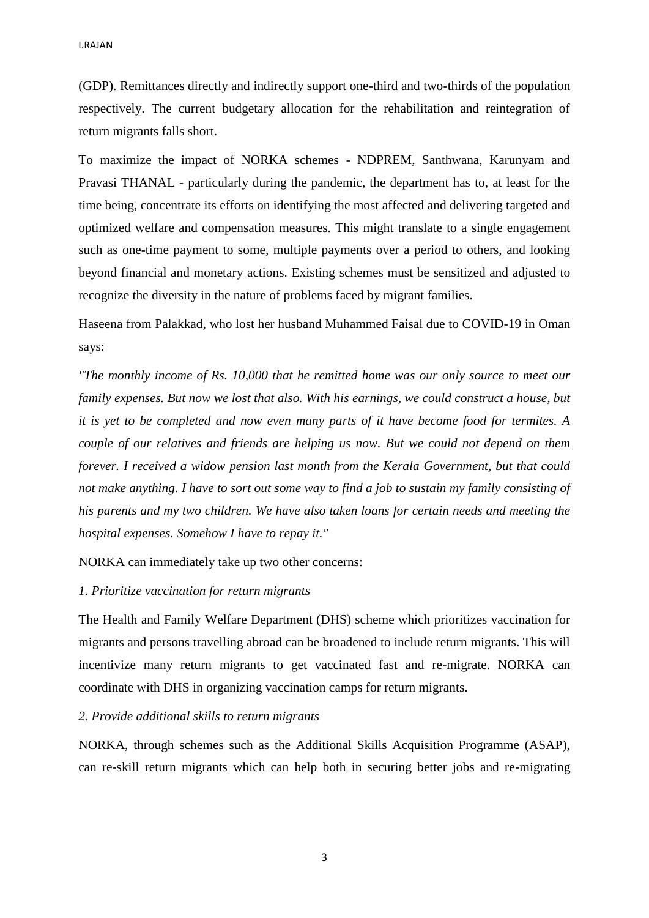(GDP). Remittances directly and indirectly support one-third and two-thirds of the population respectively. The current budgetary allocation for the rehabilitation and reintegration of return migrants falls short.

To maximize the impact of NORKA schemes - NDPREM, Santhwana, Karunyam and Pravasi THANAL - particularly during the pandemic, the department has to, at least for the time being, concentrate its efforts on identifying the most affected and delivering targeted and optimized welfare and compensation measures. This might translate to a single engagement such as one-time payment to some, multiple payments over a period to others, and looking beyond financial and monetary actions. Existing schemes must be sensitized and adjusted to recognize the diversity in the nature of problems faced by migrant families.

Haseena from Palakkad, who lost her husband Muhammed Faisal due to COVID-19 in Oman says:

*"The monthly income of Rs. 10,000 that he remitted home was our only source to meet our family expenses. But now we lost that also. With his earnings, we could construct a house, but it is yet to be completed and now even many parts of it have become food for termites. A couple of our relatives and friends are helping us now. But we could not depend on them forever. I received a widow pension last month from the Kerala Government, but that could not make anything. I have to sort out some way to find a job to sustain my family consisting of his parents and my two children. We have also taken loans for certain needs and meeting the hospital expenses. Somehow I have to repay it."*

NORKA can immediately take up two other concerns:

*1. Prioritize vaccination for return migrants*

The Health and Family Welfare Department (DHS) scheme which prioritizes vaccination for migrants and persons travelling abroad can be broadened to include return migrants. This will incentivize many return migrants to get vaccinated fast and re-migrate. NORKA can coordinate with DHS in organizing vaccination camps for return migrants.

*2. Provide additional skills to return migrants*

NORKA, through schemes such as the Additional Skills Acquisition Programme (ASAP), can re-skill return migrants which can help both in securing better jobs and re-migrating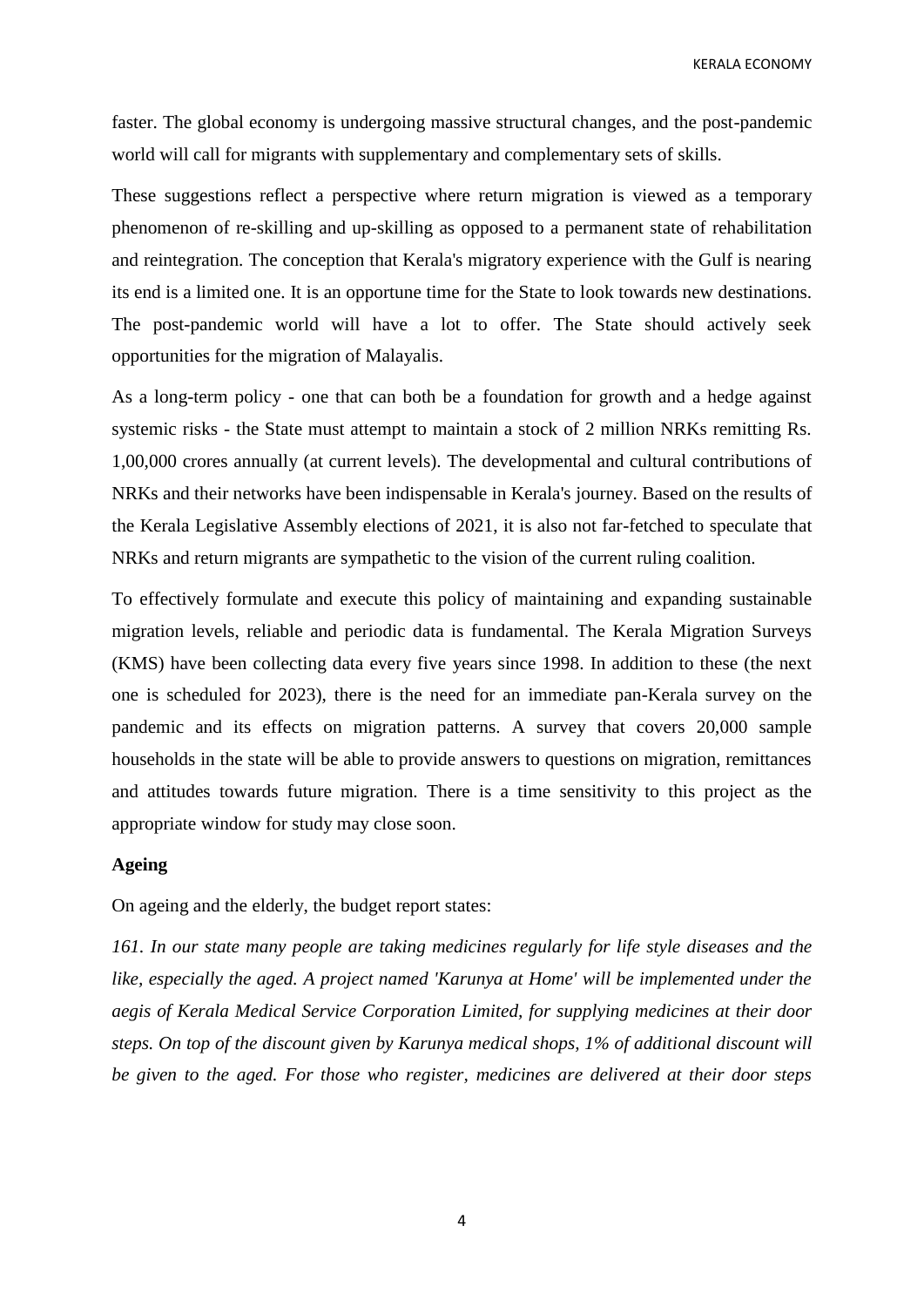faster. The global economy is undergoing massive structural changes, and the post-pandemic world will call for migrants with supplementary and complementary sets of skills.

These suggestions reflect a perspective where return migration is viewed as a temporary phenomenon of re-skilling and up-skilling as opposed to a permanent state of rehabilitation and reintegration. The conception that Kerala's migratory experience with the Gulf is nearing its end is a limited one. It is an opportune time for the State to look towards new destinations. The post-pandemic world will have a lot to offer. The State should actively seek opportunities for the migration of Malayalis.

As a long-term policy - one that can both be a foundation for growth and a hedge against systemic risks - the State must attempt to maintain a stock of 2 million NRKs remitting Rs. 1,00,000 crores annually (at current levels). The developmental and cultural contributions of NRKs and their networks have been indispensable in Kerala's journey. Based on the results of the Kerala Legislative Assembly elections of 2021, it is also not far-fetched to speculate that NRKs and return migrants are sympathetic to the vision of the current ruling coalition.

To effectively formulate and execute this policy of maintaining and expanding sustainable migration levels, reliable and periodic data is fundamental. The Kerala Migration Surveys (KMS) have been collecting data every five years since 1998. In addition to these (the next one is scheduled for 2023), there is the need for an immediate pan-Kerala survey on the pandemic and its effects on migration patterns. A survey that covers 20,000 sample households in the state will be able to provide answers to questions on migration, remittances and attitudes towards future migration. There is a time sensitivity to this project as the appropriate window for study may close soon.

**Ageing**

On ageing and the elderly, the budget report states:

*161. In our state many people are taking medicines regularly for life style diseases and the like, especially the aged. A project named 'Karunya at Home' will be implemented under the aegis of Kerala Medical Service Corporation Limited, for supplying medicines at their door steps. On top of the discount given by Karunya medical shops, 1% of additional discount will be given to the aged. For those who register, medicines are delivered at their door steps*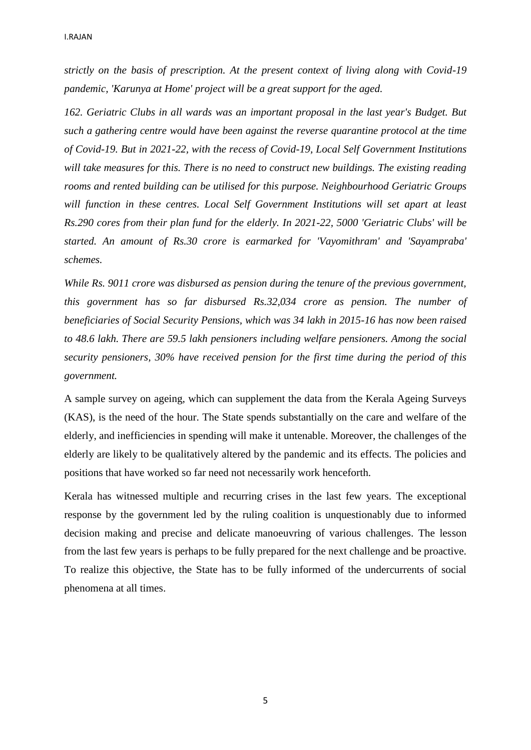*strictly on the basis of prescription. At the present context of living along with Covid-19 pandemic, 'Karunya at Home' project will be a great support for the aged.*

*162. Geriatric Clubs in all wards was an important proposal in the last year's Budget. But such a gathering centre would have been against the reverse quarantine protocol at the time of Covid-19. But in 2021-22, with the recess of Covid-19, Local Self Government Institutions will take measures for this. There is no need to construct new buildings. The existing reading rooms and rented building can be utilised for this purpose. Neighbourhood Geriatric Groups will function in these centres. Local Self Government Institutions will set apart at least Rs.290 cores from their plan fund for the elderly. In 2021-22, 5000 'Geriatric Clubs' will be started. An amount of Rs.30 crore is earmarked for 'Vayomithram' and 'Sayampraba' schemes.*

*While Rs. 9011 crore was disbursed as pension during the tenure of the previous government, this government has so far disbursed Rs.32,034 crore as pension. The number of beneficiaries of Social Security Pensions, which was 34 lakh in 2015-16 has now been raised to 48.6 lakh. There are 59.5 lakh pensioners including welfare pensioners. Among the social security pensioners, 30% have received pension for the first time during the period of this government.*

A sample survey on ageing, which can supplement the data from the Kerala Ageing Surveys (KAS), is the need of the hour. The State spends substantially on the care and welfare of the elderly, and inefficiencies in spending will make it untenable. Moreover, the challenges of the elderly are likely to be qualitatively altered by the pandemic and its effects. The policies and positions that have worked so far need not necessarily work henceforth.

Kerala has witnessed multiple and recurring crises in the last few years. The exceptional response by the government led by the ruling coalition is unquestionably due to informed decision making and precise and delicate manoeuvring of various challenges. The lesson from the last few years is perhaps to be fully prepared for the next challenge and be proactive. To realize this objective, the State has to be fully informed of the undercurrents of social phenomena at all times.